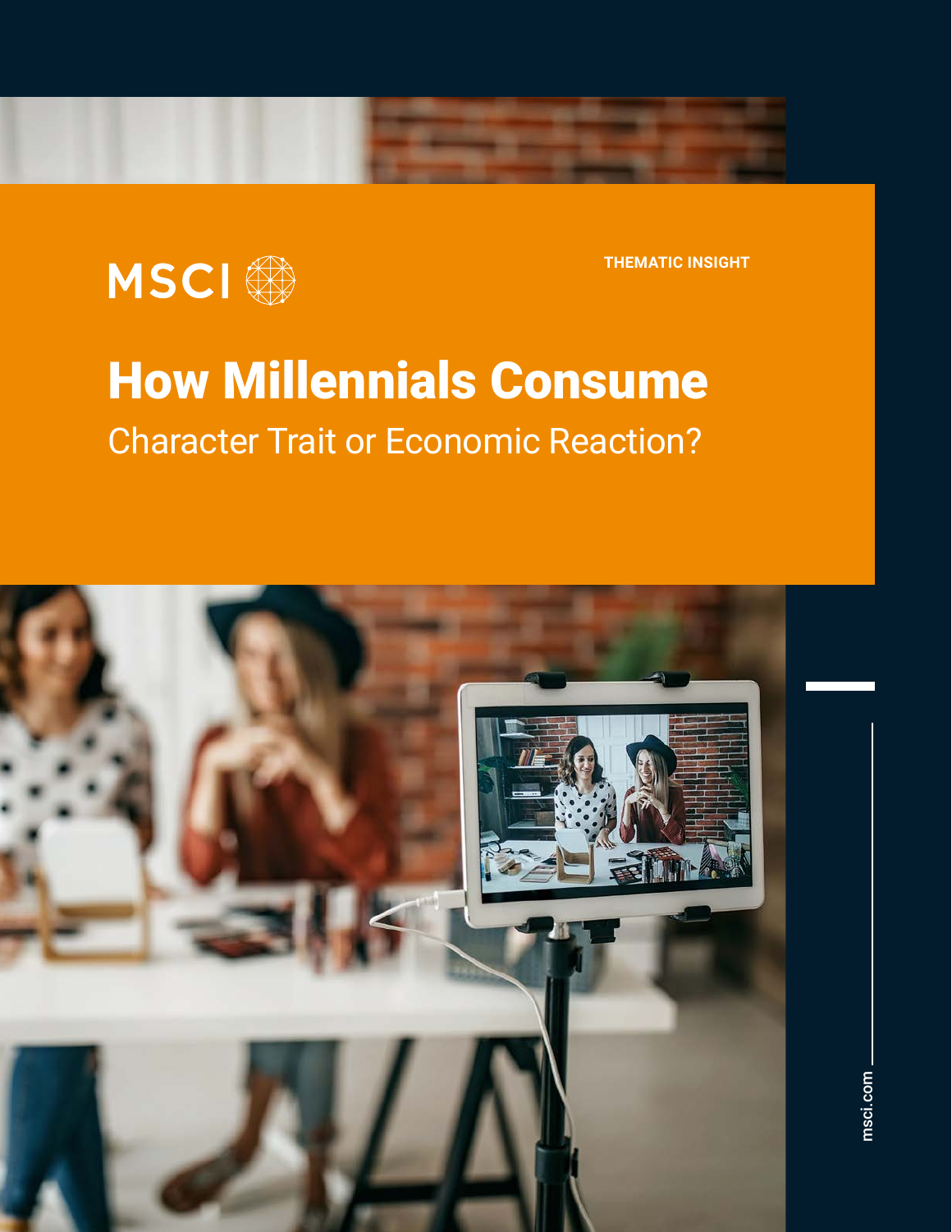MSCI

THEMATIC INSIGHT

# How Millennials Consume

## Character Trait or Economic Reaction?

msci.com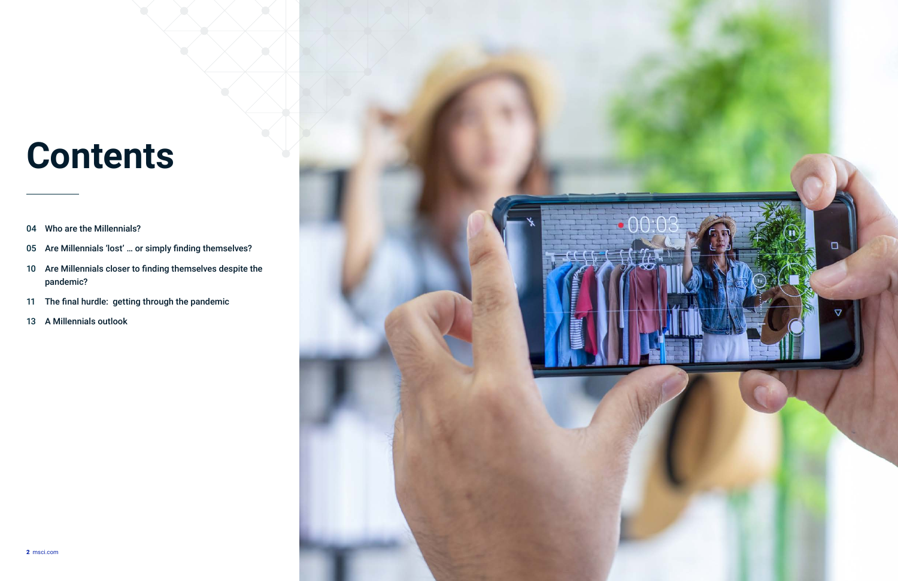# Contents

04 Who are the Millennials?

05 Are Millennials 'lost' … or simply finding themselves?

10 Are Millennials closer to finding themselves despite the pandemic?

11 The final hurdle: getting through the pandemic

13 A Millennials outlook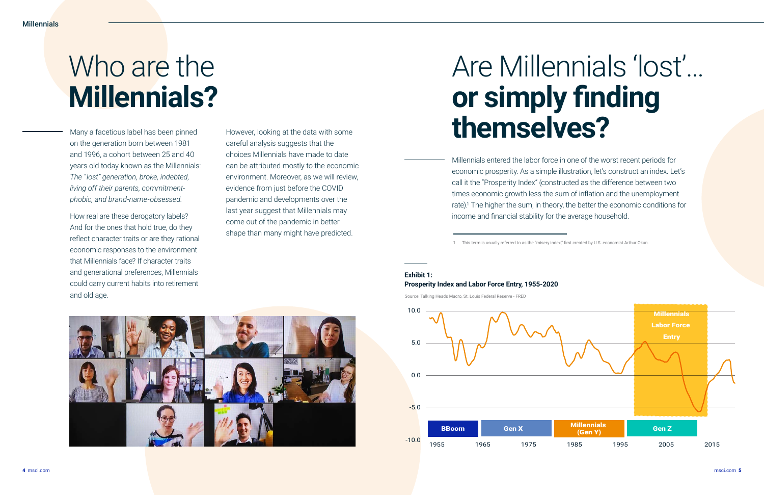# Who are the **Millennials?**

Many a facetious label has been pinned on the generation born between 1981 and 1996, a cohort between 25 and 40 years old today known as the Millennials: *The "lost" generation, broke, indebted, living off their parents, commitment-phobic, and brand-name-obsessed.*

How real are these derogatory labels? And for the ones that hold true, do they reflect character traits or are they rational economic responses to the environment that Millennials face? If character traits and generational preferences, Millennials could carry current habits into retirement and old age.

However, looking at the data with some careful analysis suggests that the choices Millennials have made to date can be attributed mostly to the economic environment. Moreover, as we will review, evidence from just before the COVID pandemic and developments over the last year suggest that Millennials may come out of the pandemic in better shape than many might have predicted.

# Are Millennials 'lost'... **or simply finding themselves?**

Millennials entered the labor force in one of the worst recent periods for economic prosperity. As a simple illustration, let's construct an index. Let's call it the "Prosperity Index" (constructed as the difference between two times economic growth less the sum of inflation and the unemployment rate).[1] The higher the sum, in theory, the better the economic conditions for income and financial stability for the average household.

1 This term is usually referred to as the "misery index," first created by U.S. economist Arthur Okun.

**Exhibit 1:**
**Prosperity Index and Labor Force Entry, 1955-2020**

Source: Talking Heads Macro, St. Louis Federal Reserve - FRED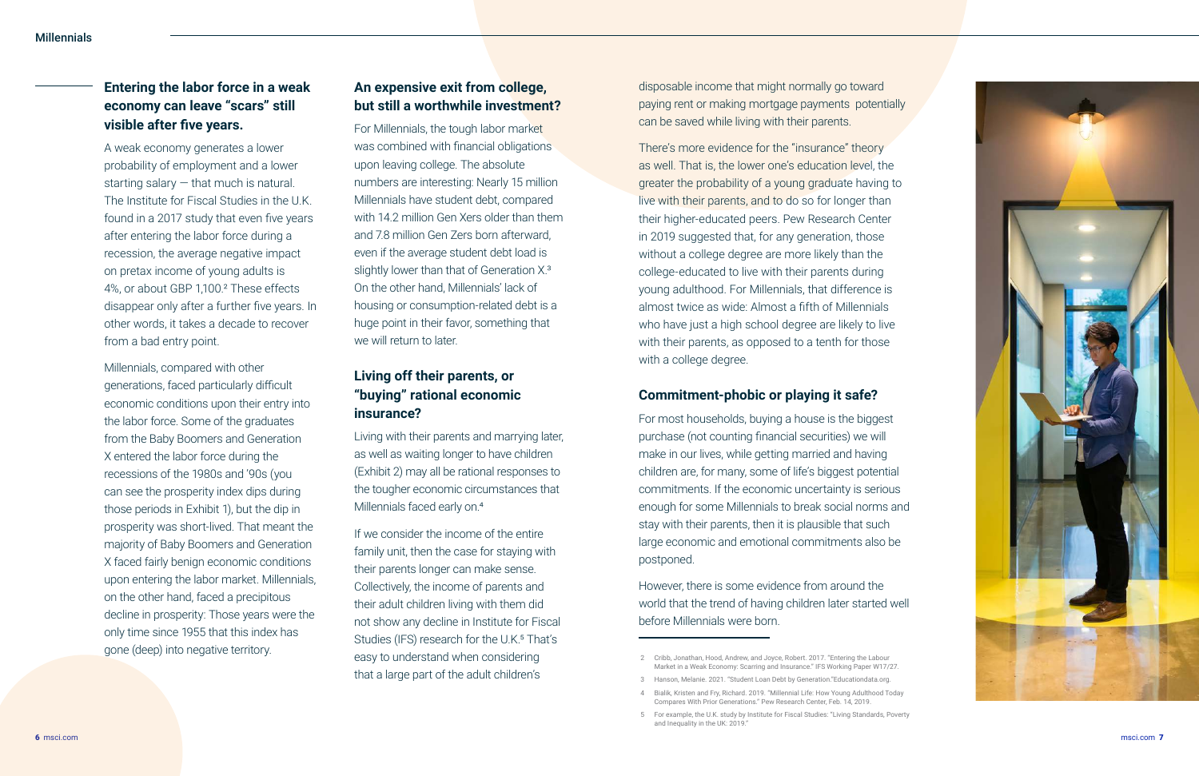### Entering the labor force in a weak economy can leave "scars" still visible after five years.

A weak economy generates a lower probability of employment and a lower starting salary — that much is natural. The Institute for Fiscal Studies in the U.K. found in a 2017 study that even five years after entering the labor force during a recession, the average negative impact on pretax income of young adults is 4%, or about GBP 1,100.[2] These effects disappear only after a further five years. In other words, it takes a decade to recover from a bad entry point.

Millennials, compared with other generations, faced particularly difficult economic conditions upon their entry into the labor force. Some of the graduates from the Baby Boomers and Generation X entered the labor force during the recessions of the 1980s and '90s (you can see the prosperity index dips during those periods in Exhibit 1), but the dip in prosperity was short-lived. That meant the majority of Baby Boomers and Generation X faced fairly benign economic conditions upon entering the labor market. Millennials, on the other hand, faced a precipitous decline in prosperity: Those years were the only time since 1955 that this index has gone (deep) into negative territory.

### An expensive exit from college, but still a worthwhile investment?

For Millennials, the tough labor market was combined with financial obligations upon leaving college. The absolute numbers are interesting: Nearly 15 million Millennials have student debt, compared with 14.2 million Gen Xers older than them and 7.8 million Gen Zers born afterward, even if the average student debt load is slightly lower than that of Generation X.[3] On the other hand, Millennials' lack of housing or consumption-related debt is a huge point in their favor, something that we will return to later.

### Living off their parents, or "buying" rational economic insurance?

Living with their parents and marrying later, as well as waiting longer to have children (Exhibit 2) may all be rational responses to the tougher economic circumstances that Millennials faced early on.[4]

If we consider the income of the entire family unit, then the case for staying with their parents longer can make sense. Collectively, the income of parents and their adult children living with them did not show any decline in Institute for Fiscal Studies (IFS) research for the U.K.[5] That's easy to understand when considering that a large part of the adult children's disposable income that might normally go toward paying rent or making mortgage payments potentially can be saved while living with their parents.

There's more evidence for the "insurance" theory as well. That is, the lower one's education level, the greater the probability of a young graduate having to live with their parents, and to do so for longer than their higher-educated peers. Pew Research Center in 2019 suggested that, for any generation, those without a college degree are more likely than the college-educated to live with their parents during young adulthood. For Millennials, that difference is almost twice as wide: Almost a fifth of Millennials who have just a high school degree are likely to live with their parents, as opposed to a tenth for those with a college degree.

### Commitment-phobic or playing it safe?

For most households, buying a house is the biggest purchase (not counting financial securities) we will make in our lives, while getting married and having children are, for many, some of life's biggest potential commitments. If the economic uncertainty is serious enough for some Millennials to break social norms and stay with their parents, then it is plausible that such large economic and emotional commitments also be postponed.

However, there is some evidence from around the world that the trend of having children later started well before Millennials were born.

---

2 Cribb, Jonathan, Hood, Andrew, and Joyce, Robert. 2017. "Entering the Labour Market in a Weak Economy: Scarring and Insurance." IFS Working Paper W17/27.

3 Hanson, Melanie. 2021. "Student Loan Debt by Generation."Educationdata.org.

4 Bialik, Kristen and Fry, Richard. 2019. "Millennial Life: How Young Adulthood Today Compares With Prior Generations." Pew Research Center, Feb. 14, 2019.

5 For example, the U.K. study by Institute for Fiscal Studies: "Living Standards, Poverty and Inequality in the UK: 2019."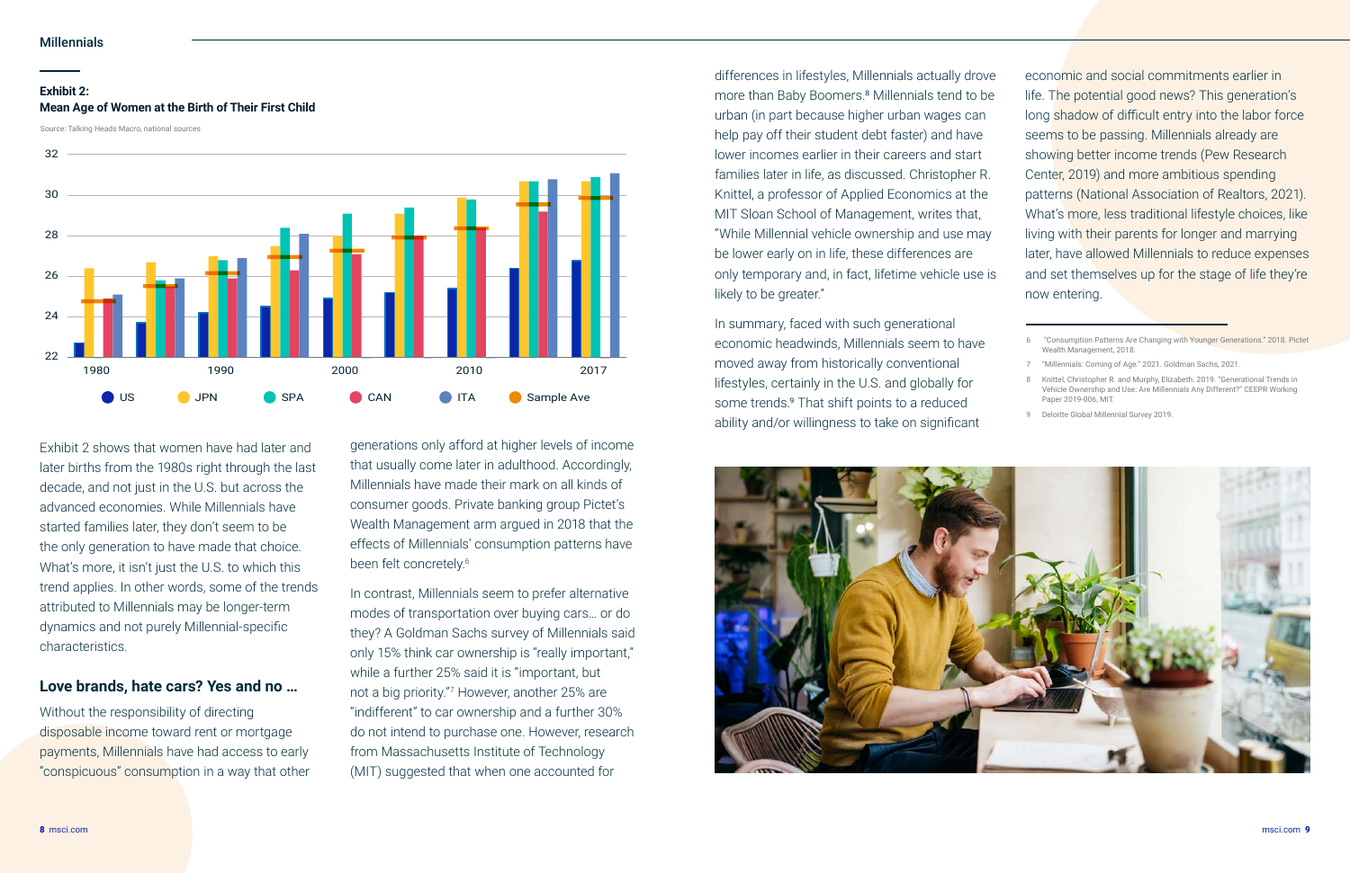**Exhibit 2:**
**Mean Age of Women at the Birth of Their First Child**

Source: Talking Heads Macro, national sources

Exhibit 2 shows that women have had later and later births from the 1980s right through the last decade, and not just in the U.S. but across the advanced economies. While Millennials have started families later, they don't seem to be the only generation to have made that choice. What's more, it isn't just the U.S. to which this trend applies. In other words, some of the trends attributed to Millennials may be longer-term dynamics and not purely Millennial-specific characteristics.

## Love brands, hate cars? Yes and no …

Without the responsibility of directing disposable income toward rent or mortgage payments, Millennials have had access to early "conspicuous" consumption in a way that other generations only afford at higher levels of income that usually come later in adulthood. Accordingly, Millennials have made their mark on all kinds of consumer goods. Private banking group Pictet's Wealth Management arm argued in 2018 that the effects of Millennials' consumption patterns have been felt concretely.[6]

In contrast, Millennials seem to prefer alternative modes of transportation over buying cars… or do they? A Goldman Sachs survey of Millennials said only 15% think car ownership is "really important," while a further 25% said it is "important, but not a big priority."[7] However, another 25% are "indifferent" to car ownership and a further 30% do not intend to purchase one. However, research from Massachusetts Institute of Technology (MIT) suggested that when one accounted for differences in lifestyles, Millennials actually drove more than Baby Boomers.[8] Millennials tend to be urban (in part because higher urban wages can help pay off their student debt faster) and have lower incomes earlier in their careers and start families later in life, as discussed. Christopher R. Knittel, a professor of Applied Economics at the MIT Sloan School of Management, writes that, "While Millennial vehicle ownership and use may be lower early on in life, these differences are only temporary and, in fact, lifetime vehicle use is likely to be greater."

In summary, faced with such generational economic headwinds, Millennials seem to have moved away from historically conventional lifestyles, certainly in the U.S. and globally for some trends.[9] That shift points to a reduced ability and/or willingness to take on significant economic and social commitments earlier in life. The potential good news? This generation's long shadow of difficult entry into the labor force seems to be passing. Millennials already are showing better income trends (Pew Research Center, 2019) and more ambitious spending patterns (National Association of Realtors, 2021). What's more, less traditional lifestyle choices, like living with their parents for longer and marrying later, have allowed Millennials to reduce expenses and set themselves up for the stage of life they're now entering.

---

6 "Consumption Patterns Are Changing with Younger Generations." 2018. Pictet Wealth Management, 2018.

7 "Millennials: Coming of Age." 2021. Goldman Sachs, 2021.

8 Knittel, Christopher R. and Murphy, Elizabeth. 2019. "Generational Trends in Vehicle Ownership and Use: Are Millennials Any Different?" CEEPR Working Paper 2019-006, MIT.

9 Deloitte Global Millennial Survey 2019.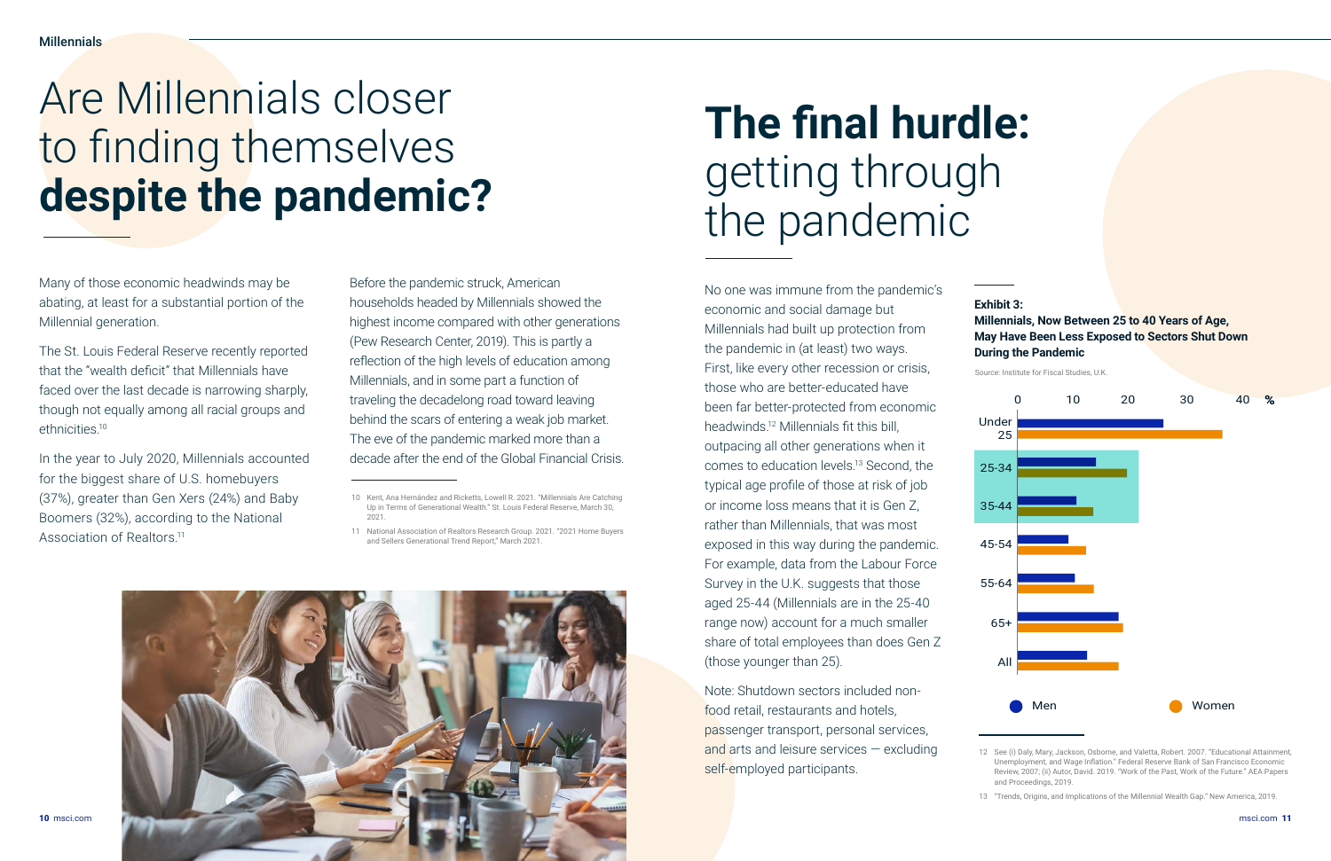# Are Millennials closer to finding themselves **despite the pandemic?**

Many of those economic headwinds may be abating, at least for a substantial portion of the Millennial generation.

The St. Louis Federal Reserve recently reported that the "wealth deficit" that Millennials have faced over the last decade is narrowing sharply, though not equally among all racial groups and ethnicities.[10]

In the year to July 2020, Millennials accounted for the biggest share of U.S. homebuyers (37%), greater than Gen Xers (24%) and Baby Boomers (32%), according to the National Association of Realtors.[11]

Before the pandemic struck, American households headed by Millennials showed the highest income compared with other generations (Pew Research Center, 2019). This is partly a reflection of the high levels of education among Millennials, and in some part a function of traveling the decadelong road toward leaving behind the scars of entering a weak job market. The eve of the pandemic marked more than a decade after the end of the Global Financial Crisis.

10 Kent, Ana Hernández and Ricketts, Lowell R. 2021. "Millennials Are Catching Up in Terms of Generational Wealth." St. Louis Federal Reserve, March 30, 2021.

11 National Association of Realtors Research Group. 2021. "2021 Home Buyers and Sellers Generational Trend Report," March 2021.

# **The final hurdle:** getting through the pandemic

No one was immune from the pandemic's economic and social damage but Millennials had built up protection from the pandemic in (at least) two ways. First, like every other recession or crisis, those who are better-educated have been far better-protected from economic headwinds.[12] Millennials fit this bill, outpacing all other generations when it comes to education levels.[13] Second, the typical age profile of those at risk of job or income loss means that it is Gen Z, rather than Millennials, that was most exposed in this way during the pandemic. For example, data from the Labour Force Survey in the U.K. suggests that those aged 25-44 (Millennials are in the 25-40 range now) account for a much smaller share of total employees than does Gen Z (those younger than 25).

Note: Shutdown sectors included non-food retail, restaurants and hotels, passenger transport, personal services, and arts and leisure services — excluding self-employed participants.

**Exhibit 3:**
**Millennials, Now Between 25 to 40 Years of Age, May Have Been Less Exposed to Sectors Shut Down During the Pandemic**

Source: Institute for Fiscal Studies, U.K.

| Age group | Men (%) | Women (%) |
|---|---|---|
| Under 25 | ~26 | ~37 |
| 25-34 | ~14 | ~20 |
| 35-44 | ~11 | ~14 |
| 45-54 | ~9 | ~12 |
| 55-64 | ~10 | ~14 |
| 65+ | ~18 | ~19 |
| All | ~12 | ~18 |

12 See (i) Daly, Mary, Jackson, Osborne, and Valletta, Robert. 2007. "Educational Attainment, Unemployment, and Wage Inflation." Federal Reserve Bank of San Francisco Economic Review, 2007; (ii) Autor, David. 2019. "Work of the Past, Work of the Future." AEA Papers and Proceedings, 2019.

13 "Trends, Origins, and Implications of the Millennial Wealth Gap." New America, 2019.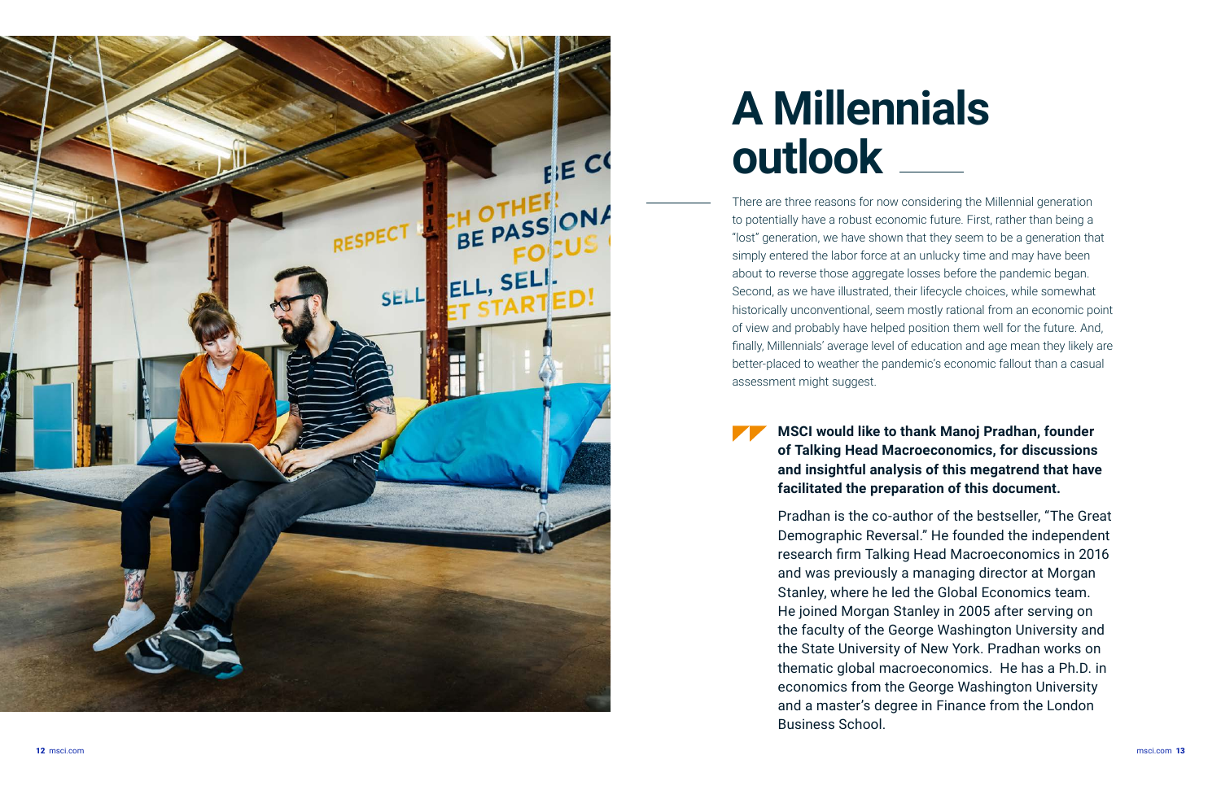# A Millennials outlook

There are three reasons for now considering the Millennial generation to potentially have a robust economic future. First, rather than being a "lost" generation, we have shown that they seem to be a generation that simply entered the labor force at an unlucky time and may have been about to reverse those aggregate losses before the pandemic began. Second, as we have illustrated, their lifecycle choices, while somewhat historically unconventional, seem mostly rational from an economic point of view and probably have helped position them well for the future. And, finally, Millennials' average level of education and age mean they likely are better-placed to weather the pandemic's economic fallout than a casual assessment might suggest.

**MSCI would like to thank Manoj Pradhan, founder of Talking Head Macroeconomics, for discussions and insightful analysis of this megatrend that have facilitated the preparation of this document.**

Pradhan is the co-author of the bestseller, "The Great Demographic Reversal." He founded the independent research firm Talking Head Macroeconomics in 2016 and was previously a managing director at Morgan Stanley, where he led the Global Economics team. He joined Morgan Stanley in 2005 after serving on the faculty of the George Washington University and the State University of New York. Pradhan works on thematic global macroeconomics. He has a Ph.D. in economics from the George Washington University and a master's degree in Finance from the London Business School.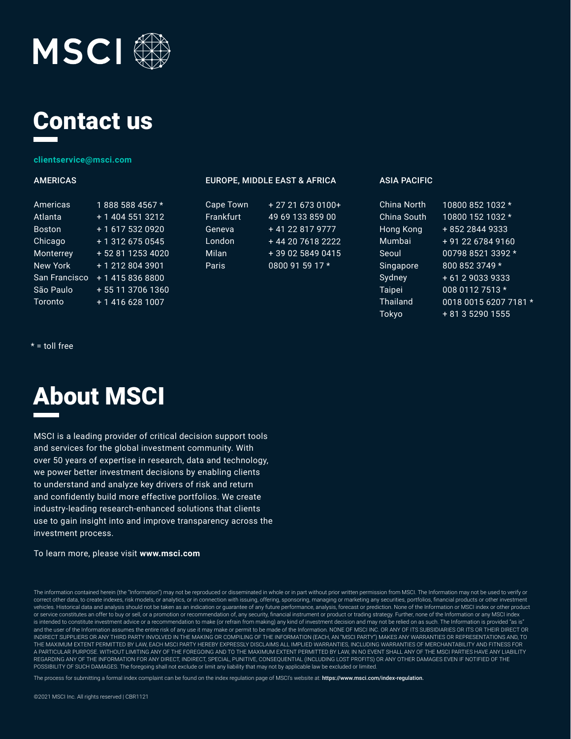MSCI

# Contact us

**clientservice@msci.com**

## AMERICAS

| | |
|---|---|
| Americas | 1 888 588 4567 * |
| Atlanta | + 1 404 551 3212 |
| Boston | + 1 617 532 0920 |
| Chicago | + 1 312 675 0545 |
| Monterrey | + 52 81 1253 4020 |
| New York | + 1 212 804 3901 |
| San Francisco | + 1 415 836 8800 |
| São Paulo | + 55 11 3706 1360 |
| Toronto | + 1 416 628 1007 |

## EUROPE, MIDDLE EAST & AFRICA

| | |
|---|---|
| Cape Town | + 27 21 673 0100+ |
| Frankfurt | 49 69 133 859 00 |
| Geneva | + 41 22 817 9777 |
| London | + 44 20 7618 2222 |
| Milan | + 39 02 5849 0415 |
| Paris | 0800 91 59 17 * |

## ASIA PACIFIC

| | |
|---|---|
| China North | 10800 852 1032 * |
| China South | 10800 152 1032 * |
| Hong Kong | + 852 2844 9333 |
| Mumbai | + 91 22 6784 9160 |
| Seoul | 00798 8521 3392 * |
| Singapore | 800 852 3749 * |
| Sydney | + 61 2 9033 9333 |
| Taipei | 008 0112 7513 * |
| Thailand | 0018 0015 6207 7181 * |
| Tokyo | + 81 3 5290 1555 |

* = toll free

# About MSCI

MSCI is a leading provider of critical decision support tools and services for the global investment community. With over 50 years of expertise in research, data and technology, we power better investment decisions by enabling clients to understand and analyze key drivers of risk and return and confidently build more effective portfolios. We create industry-leading research-enhanced solutions that clients use to gain insight into and improve transparency across the investment process.

To learn more, please visit **www.msci.com**

The information contained herein (the "Information") may not be reproduced or disseminated in whole or in part without prior written permission from MSCI. The Information may not be used to verify or correct other data, to create indexes, risk models, or analytics, or in connection with issuing, offering, sponsoring, managing or marketing any securities, portfolios, financial products or other investment vehicles. Historical data and analysis should not be taken as an indication or guarantee of any future performance, analysis, forecast or prediction. None of the Information or MSCI index or other product or service constitutes an offer to buy or sell, or a promotion or recommendation of, any security, financial instrument or product or trading strategy. Further, none of the Information or any MSCI index is intended to constitute investment advice or a recommendation to make (or refrain from making) any kind of investment decision and may not be relied on as such. The Information is provided "as is" and the user of the Information assumes the entire risk of any use it may make or permit to be made of the Information. NONE OF MSCI INC. OR ANY OF ITS SUBSIDIARIES OR ITS OR THEIR DIRECT OR INDIRECT SUPPLIERS OR ANY THIRD PARTY INVOLVED IN THE MAKING OR COMPILING OF THE INFORMATION (EACH, AN "MSCI PARTY") MAKES ANY WARRANTIES OR REPRESENTATIONS AND, TO THE MAXIMUM EXTENT PERMITTED BY LAW, EACH MSCI PARTY HEREBY EXPRESSLY DISCLAIMS ALL IMPLIED WARRANTIES, INCLUDING WARRANTIES OF MERCHANTABILITY AND FITNESS FOR A PARTICULAR PURPOSE. WITHOUT LIMITING ANY OF THE FOREGOING AND TO THE MAXIMUM EXTENT PERMITTED BY LAW, IN NO EVENT SHALL ANY OF THE MSCI PARTIES HAVE ANY LIABILITY REGARDING ANY OF THE INFORMATION FOR ANY DIRECT, INDIRECT, SPECIAL, PUNITIVE, CONSEQUENTIAL (INCLUDING LOST PROFITS) OR ANY OTHER DAMAGES EVEN IF NOTIFIED OF THE POSSIBILITY OF SUCH DAMAGES. The foregoing shall not exclude or limit any liability that may not by applicable law be excluded or limited.

The process for submitting a formal index complaint can be found on the index regulation page of MSCI's website at: **https://www.msci.com/index-regulation.**

©2021 MSCI Inc. All rights reserved | CBR1121